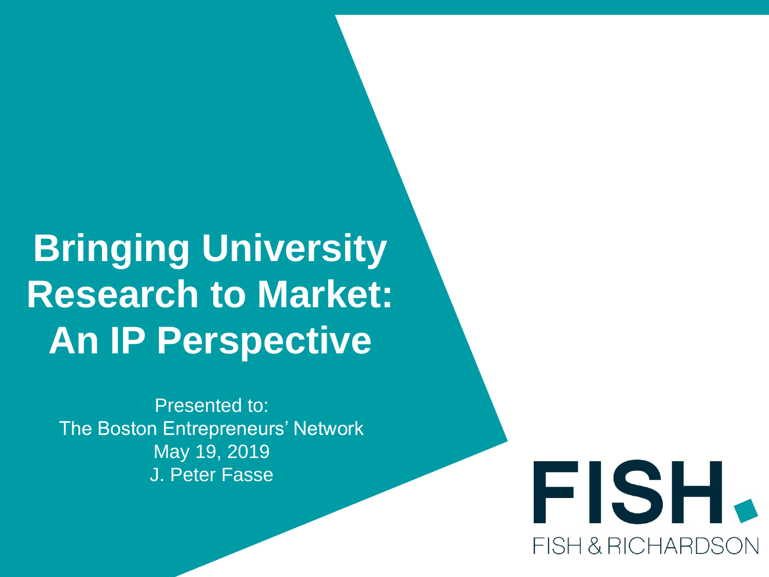# Bringing University Research to Market: An IP Perspective

Presented to:
The Boston Entrepreneurs' Network
May 19, 2019
J. Peter Fasse

FISH.
FISH & RICHARDSON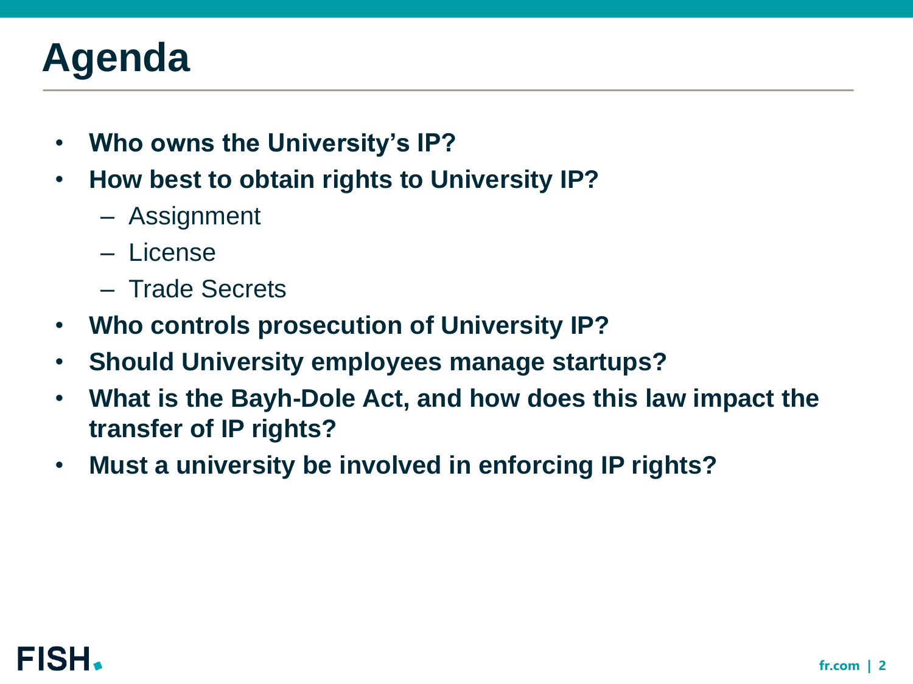# Agenda

- **Who owns the University's IP?**
- **How best to obtain rights to University IP?**
  - Assignment
  - License
  - Trade Secrets
- **Who controls prosecution of University IP?**
- **Should University employees manage startups?**
- **What is the Bayh-Dole Act, and how does this law impact the transfer of IP rights?**
- **Must a university be involved in enforcing IP rights?**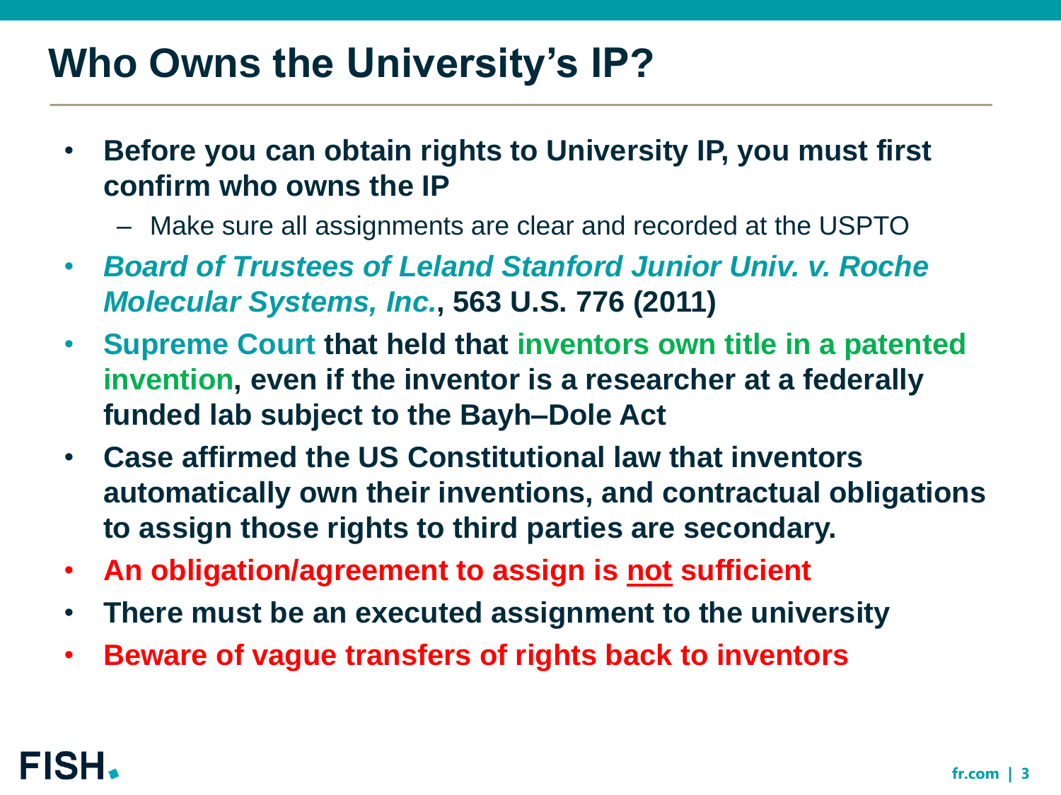# Who Owns the University's IP?

- **Before you can obtain rights to University IP, you must first confirm who owns the IP**
  - Make sure all assignments are clear and recorded at the USPTO
- ***Board of Trustees of Leland Stanford Junior Univ. v. Roche Molecular Systems, Inc.*, 563 U.S. 776 (2011)**
- **Supreme Court that held that inventors own title in a patented invention, even if the inventor is a researcher at a federally funded lab subject to the Bayh–Dole Act**
- **Case affirmed the US Constitutional law that inventors automatically own their inventions, and contractual obligations to assign those rights to third parties are secondary.**
- **An obligation/agreement to assign is <u>not</u> sufficient**
- **There must be an executed assignment to the university**
- **Beware of vague transfers of rights back to inventors**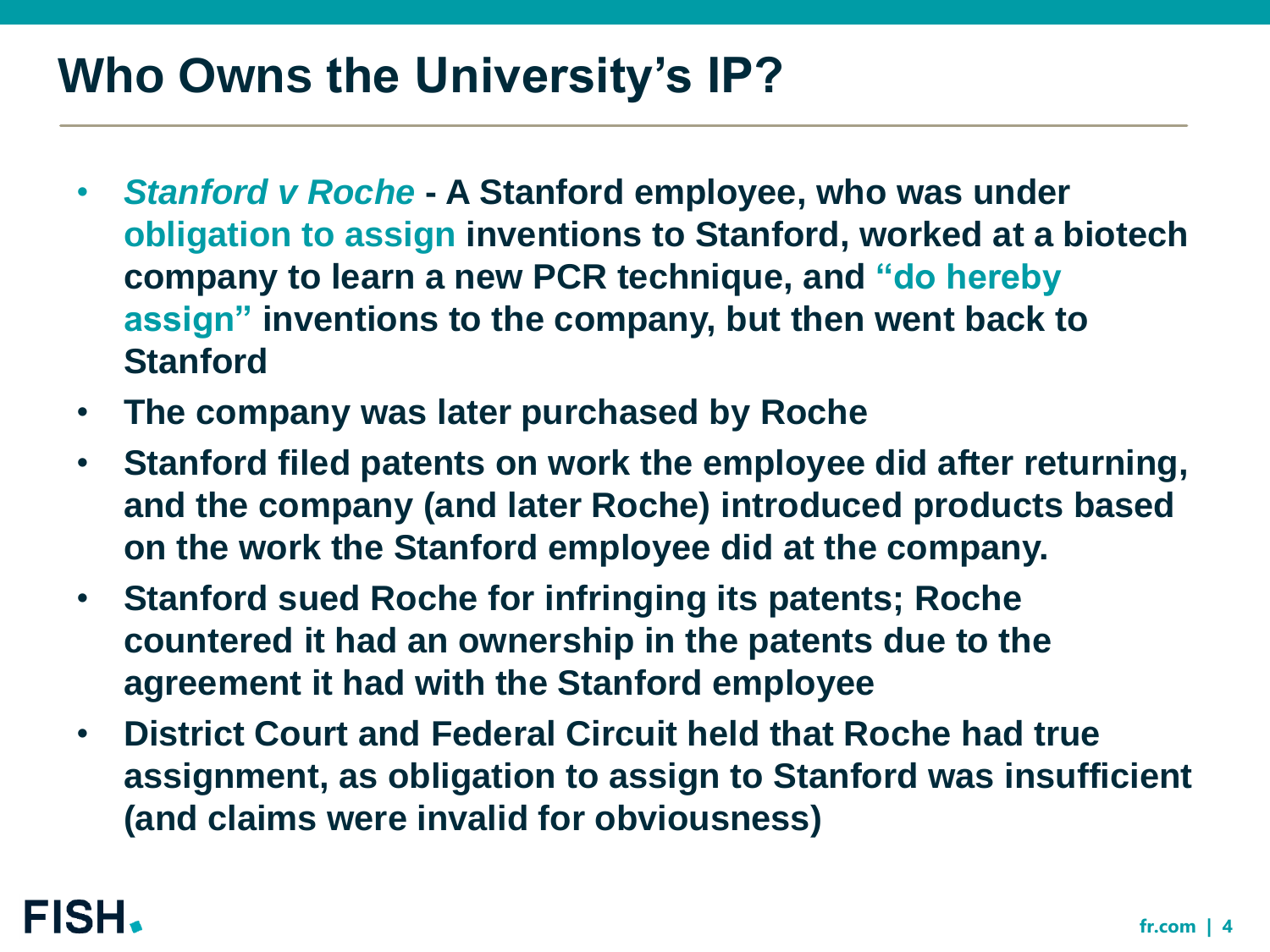# Who Owns the University's IP?

- *Stanford v Roche* - A Stanford employee, who was under obligation to assign inventions to Stanford, worked at a biotech company to learn a new PCR technique, and "do hereby assign" inventions to the company, but then went back to Stanford
- The company was later purchased by Roche
- Stanford filed patents on work the employee did after returning, and the company (and later Roche) introduced products based on the work the Stanford employee did at the company.
- Stanford sued Roche for infringing its patents; Roche countered it had an ownership in the patents due to the agreement it had with the Stanford employee
- District Court and Federal Circuit held that Roche had true assignment, as obligation to assign to Stanford was insufficient (and claims were invalid for obviousness)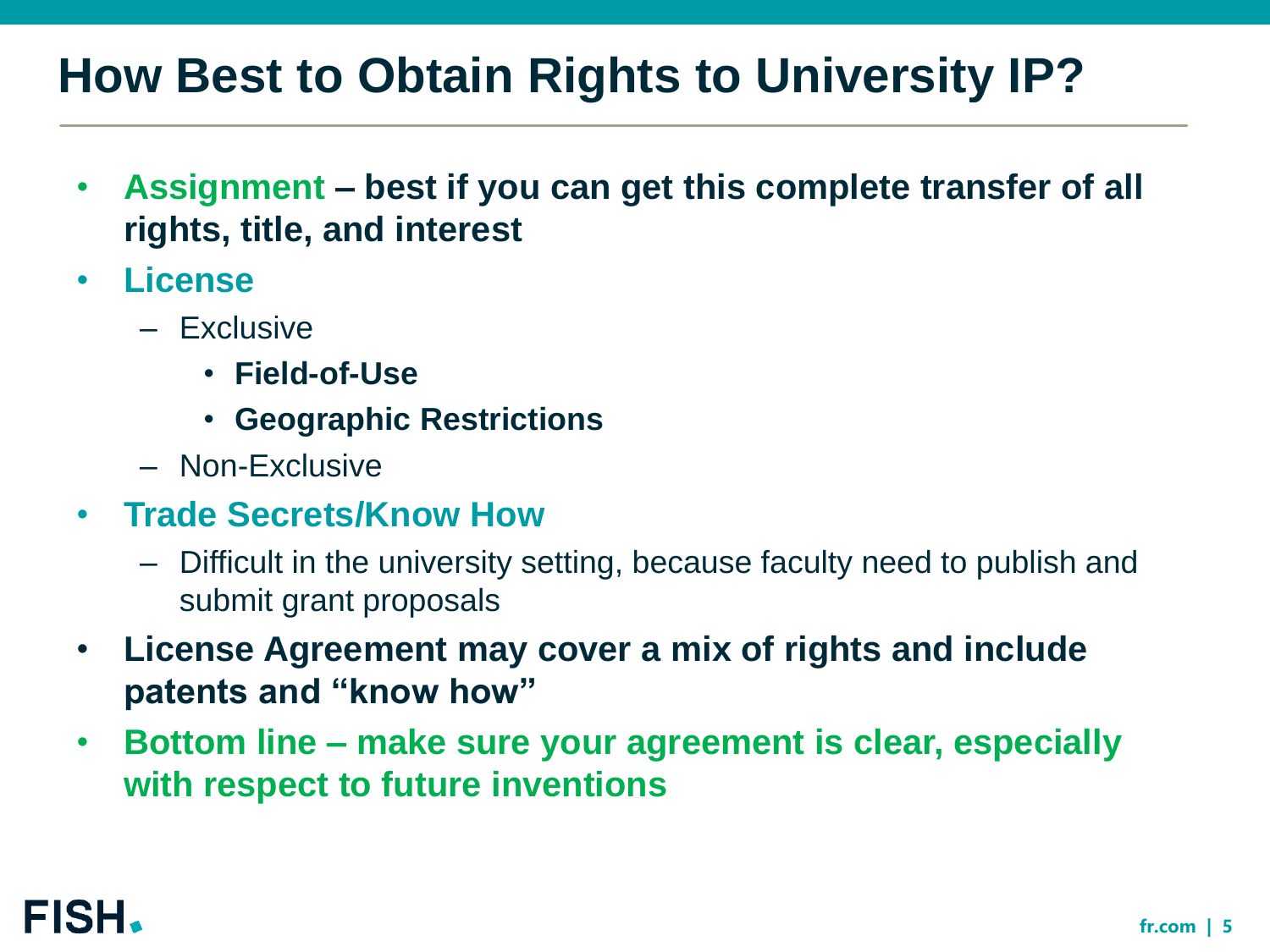# How Best to Obtain Rights to University IP?

- **Assignment – best if you can get this complete transfer of all rights, title, and interest**
- **License**
  - Exclusive
    - **Field-of-Use**
    - **Geographic Restrictions**
  - Non-Exclusive
- **Trade Secrets/Know How**
  - Difficult in the university setting, because faculty need to publish and submit grant proposals
- **License Agreement may cover a mix of rights and include patents and "know how"**
- **Bottom line – make sure your agreement is clear, especially with respect to future inventions**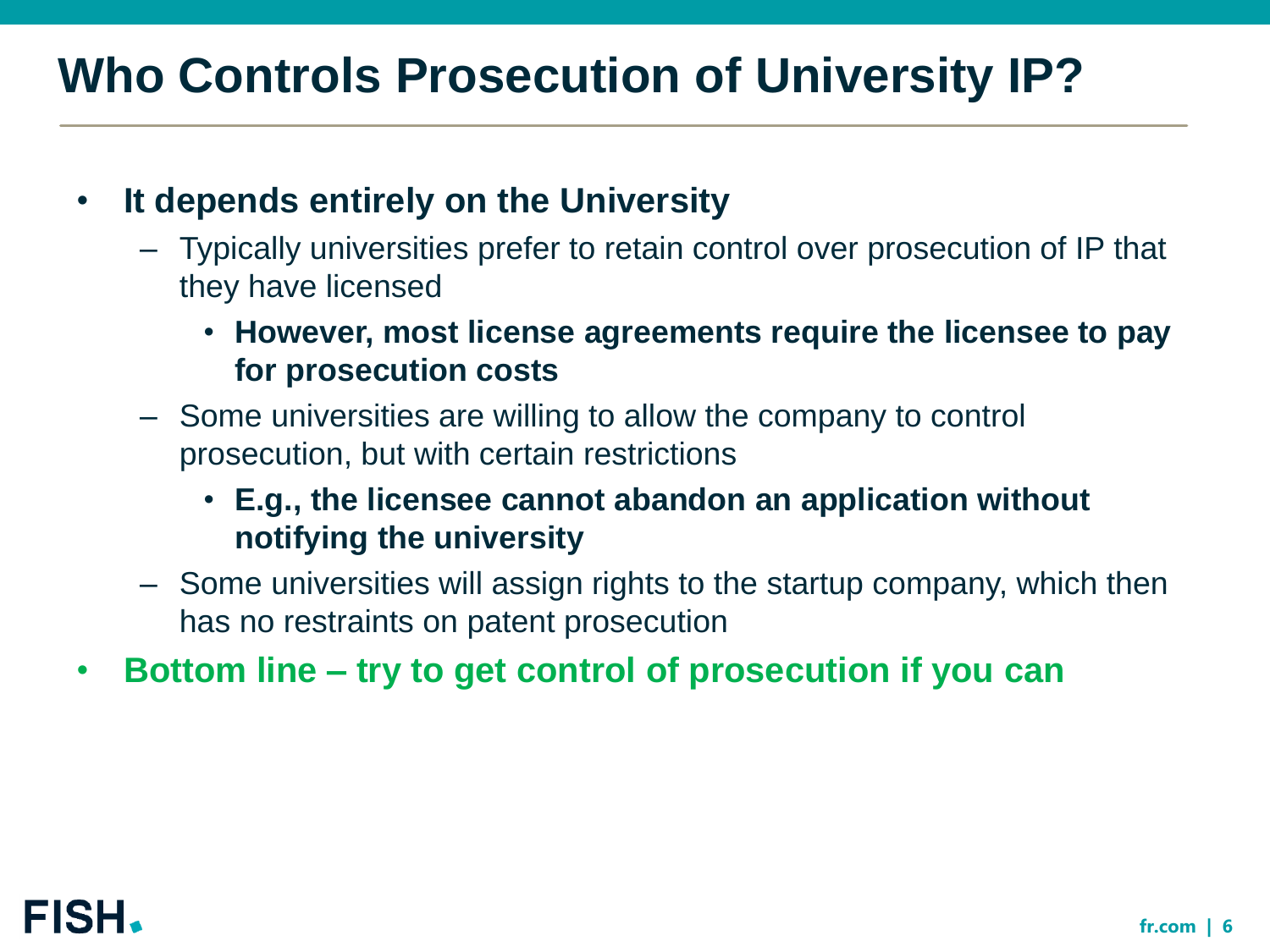# Who Controls Prosecution of University IP?

- **It depends entirely on the University**
  - Typically universities prefer to retain control over prosecution of IP that they have licensed
    - **However, most license agreements require the licensee to pay for prosecution costs**
  - Some universities are willing to allow the company to control prosecution, but with certain restrictions
    - **E.g., the licensee cannot abandon an application without notifying the university**
  - Some universities will assign rights to the startup company, which then has no restraints on patent prosecution
- **Bottom line – try to get control of prosecution if you can**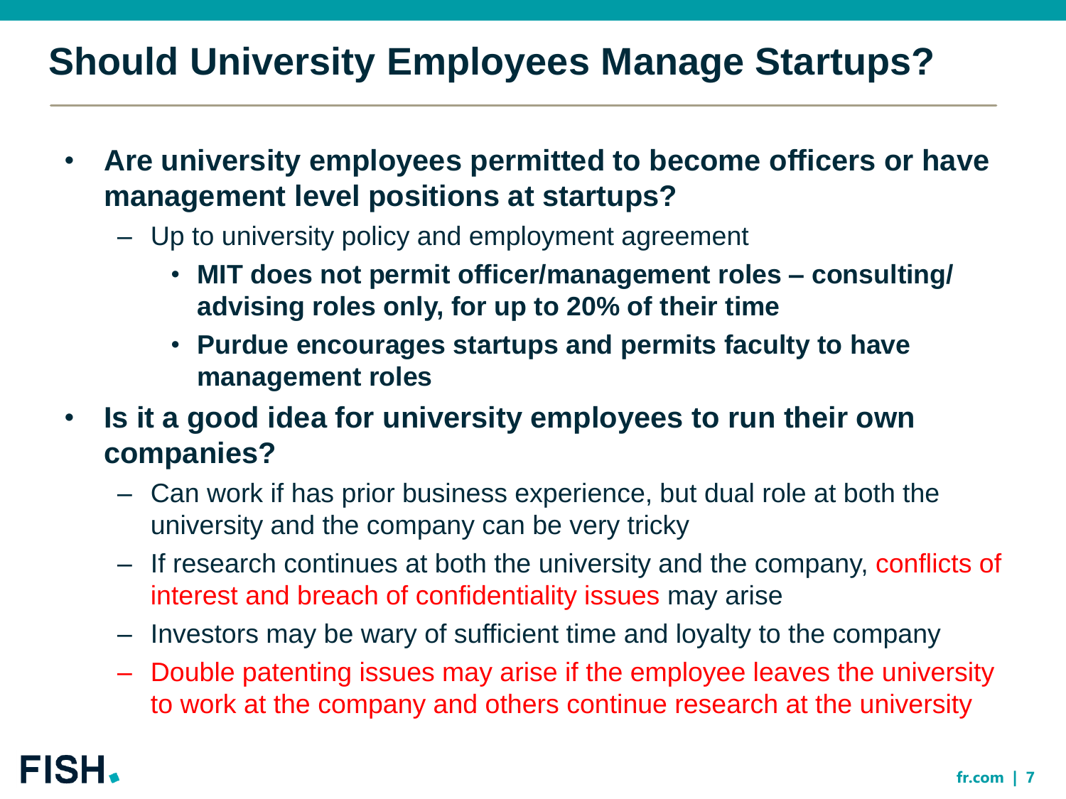# Should University Employees Manage Startups?

- **Are university employees permitted to become officers or have management level positions at startups?**
  - Up to university policy and employment agreement
    - **MIT does not permit officer/management roles – consulting/ advising roles only, for up to 20% of their time**
    - **Purdue encourages startups and permits faculty to have management roles**
- **Is it a good idea for university employees to run their own companies?**
  - Can work if has prior business experience, but dual role at both the university and the company can be very tricky
  - If research continues at both the university and the company, conflicts of interest and breach of confidentiality issues may arise
  - Investors may be wary of sufficient time and loyalty to the company
  - Double patenting issues may arise if the employee leaves the university to work at the company and others continue research at the university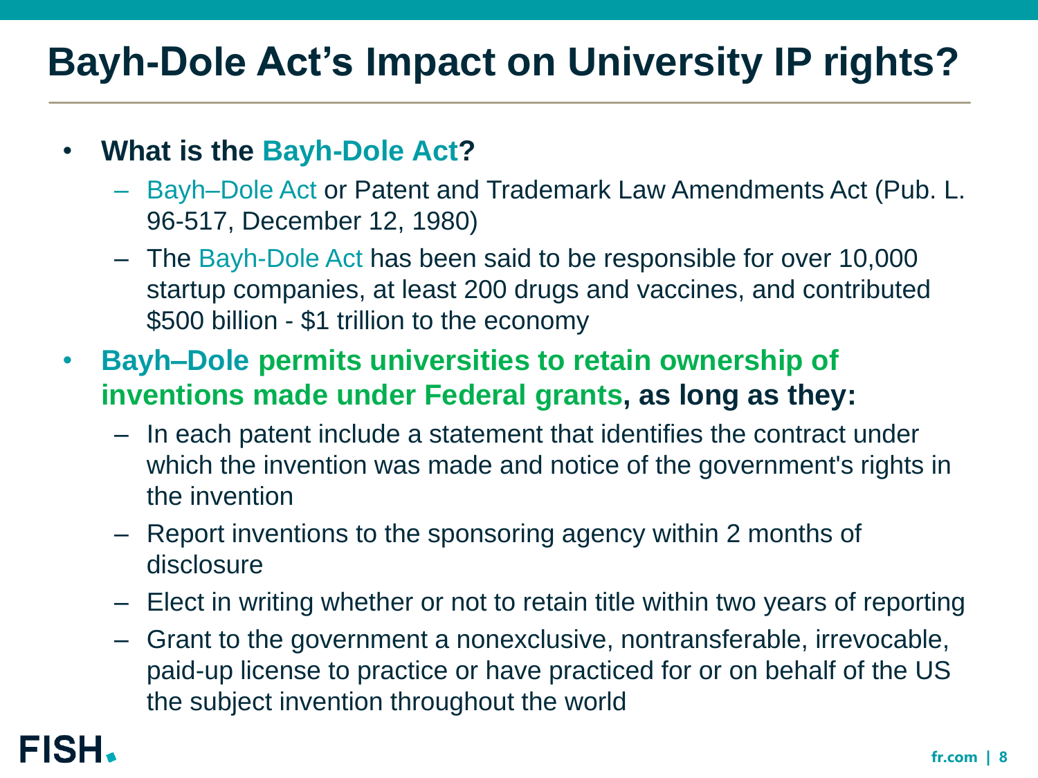# Bayh-Dole Act's Impact on University IP rights?

- **What is the Bayh-Dole Act?**
  - Bayh–Dole Act or Patent and Trademark Law Amendments Act (Pub. L. 96-517, December 12, 1980)
  - The Bayh-Dole Act has been said to be responsible for over 10,000 startup companies, at least 200 drugs and vaccines, and contributed $500 billion - $1 trillion to the economy
- **Bayh–Dole permits universities to retain ownership of inventions made under Federal grants, as long as they:**
  - In each patent include a statement that identifies the contract under which the invention was made and notice of the government's rights in the invention
  - Report inventions to the sponsoring agency within 2 months of disclosure
  - Elect in writing whether or not to retain title within two years of reporting
  - Grant to the government a nonexclusive, nontransferable, irrevocable, paid-up license to practice or have practiced for or on behalf of the US the subject invention throughout the world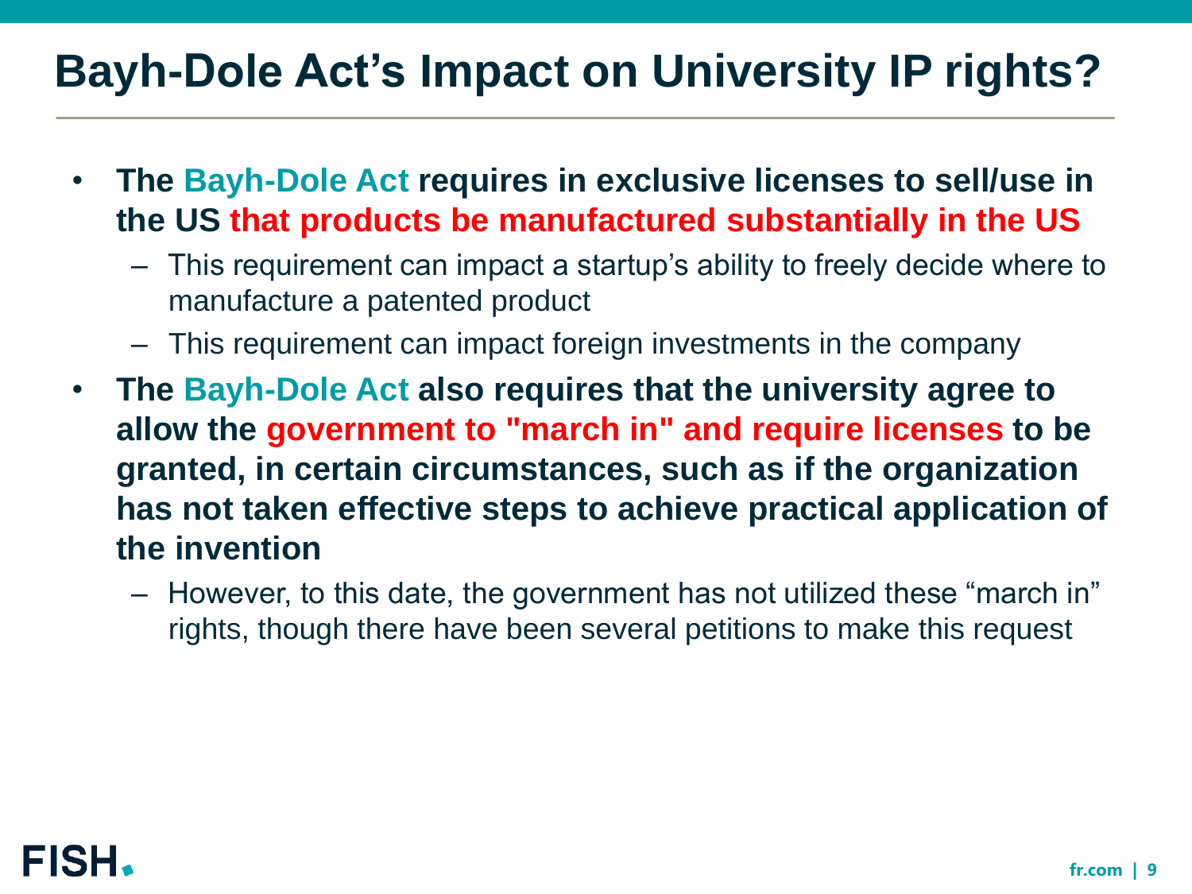# Bayh-Dole Act's Impact on University IP rights?

- **The Bayh-Dole Act requires in exclusive licenses to sell/use in the US that products be manufactured substantially in the US**
  - This requirement can impact a startup's ability to freely decide where to manufacture a patented product
  - This requirement can impact foreign investments in the company
- **The Bayh-Dole Act also requires that the university agree to allow the government to "march in" and require licenses to be granted, in certain circumstances, such as if the organization has not taken effective steps to achieve practical application of the invention**
  - However, to this date, the government has not utilized these "march in" rights, though there have been several petitions to make this request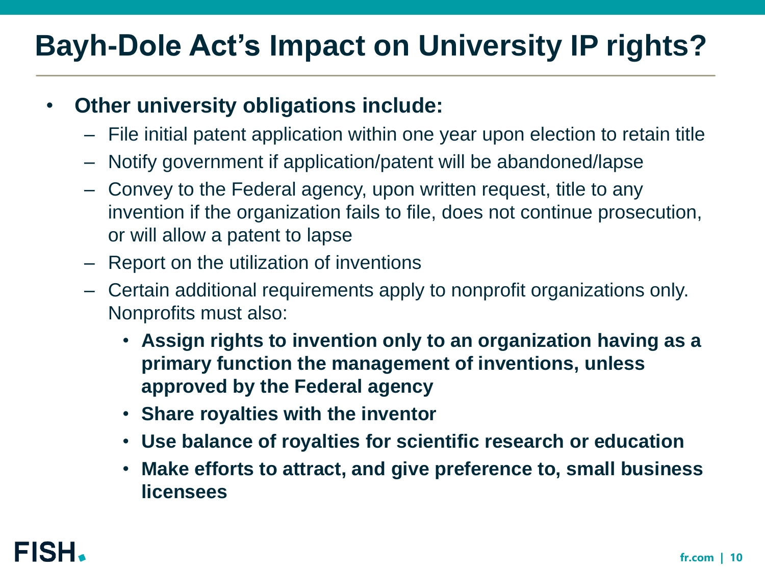# Bayh-Dole Act's Impact on University IP rights?

- **Other university obligations include:**
  - File initial patent application within one year upon election to retain title
  - Notify government if application/patent will be abandoned/lapse
  - Convey to the Federal agency, upon written request, title to any invention if the organization fails to file, does not continue prosecution, or will allow a patent to lapse
  - Report on the utilization of inventions
  - Certain additional requirements apply to nonprofit organizations only. Nonprofits must also:
    - **Assign rights to invention only to an organization having as a primary function the management of inventions, unless approved by the Federal agency**
    - **Share royalties with the inventor**
    - **Use balance of royalties for scientific research or education**
    - **Make efforts to attract, and give preference to, small business licensees**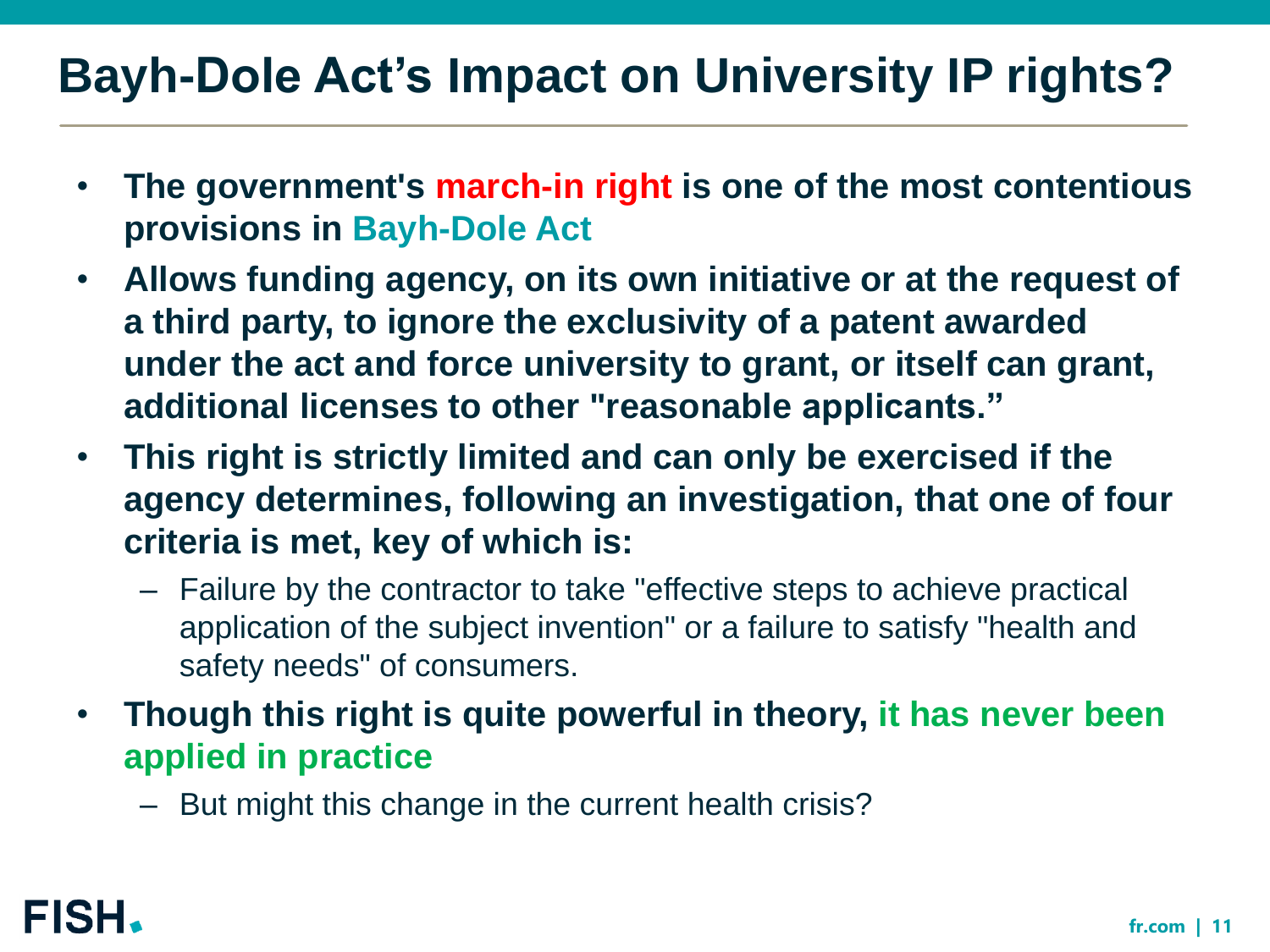# Bayh-Dole Act's Impact on University IP rights?

- **The government's march-in right is one of the most contentious provisions in Bayh-Dole Act**
- **Allows funding agency, on its own initiative or at the request of a third party, to ignore the exclusivity of a patent awarded under the act and force university to grant, or itself can grant, additional licenses to other "reasonable applicants."**
- **This right is strictly limited and can only be exercised if the agency determines, following an investigation, that one of four criteria is met, key of which is:**
  - Failure by the contractor to take "effective steps to achieve practical application of the subject invention" or a failure to satisfy "health and safety needs" of consumers.
- **Though this right is quite powerful in theory, it has never been applied in practice**
  - But might this change in the current health crisis?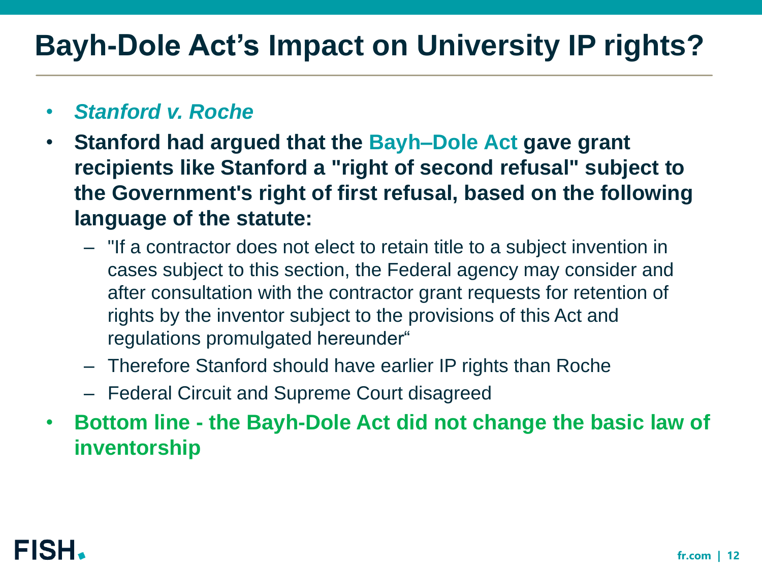# Bayh-Dole Act’s Impact on University IP rights?

- ***Stanford v. Roche***
- **Stanford had argued that the Bayh–Dole Act gave grant recipients like Stanford a "right of second refusal" subject to the Government's right of first refusal, based on the following language of the statute:**
  - "If a contractor does not elect to retain title to a subject invention in cases subject to this section, the Federal agency may consider and after consultation with the contractor grant requests for retention of rights by the inventor subject to the provisions of this Act and regulations promulgated hereunder“
  - Therefore Stanford should have earlier IP rights than Roche
  - Federal Circuit and Supreme Court disagreed
- **Bottom line - the Bayh-Dole Act did not change the basic law of inventorship**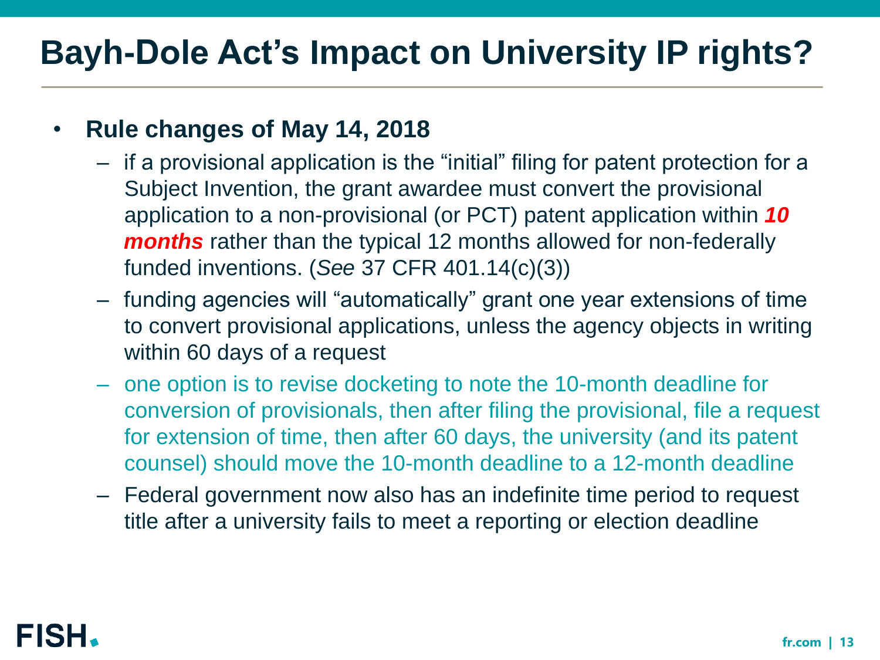# Bayh-Dole Act's Impact on University IP rights?

- **Rule changes of May 14, 2018**
  - if a provisional application is the "initial" filing for patent protection for a Subject Invention, the grant awardee must convert the provisional application to a non-provisional (or PCT) patent application within ***10 months*** rather than the typical 12 months allowed for non-federally funded inventions. (*See* 37 CFR 401.14(c)(3))
  - funding agencies will "automatically" grant one year extensions of time to convert provisional applications, unless the agency objects in writing within 60 days of a request
  - one option is to revise docketing to note the 10-month deadline for conversion of provisionals, then after filing the provisional, file a request for extension of time, then after 60 days, the university (and its patent counsel) should move the 10-month deadline to a 12-month deadline
  - Federal government now also has an indefinite time period to request title after a university fails to meet a reporting or election deadline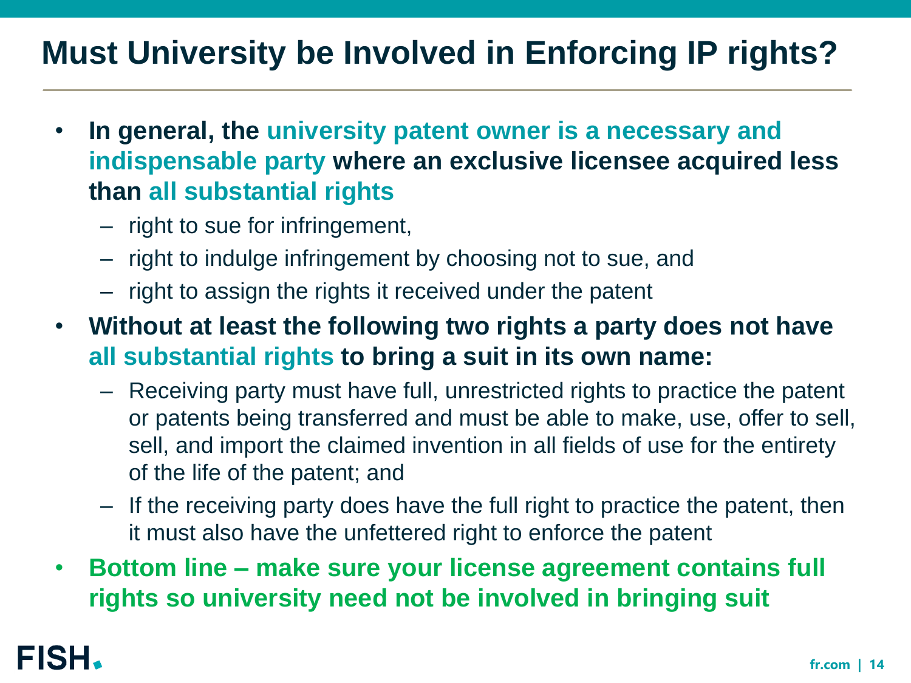# Must University be Involved in Enforcing IP rights?

- **In general, the university patent owner is a necessary and indispensable party where an exclusive licensee acquired less than all substantial rights**
  - right to sue for infringement,
  - right to indulge infringement by choosing not to sue, and
  - right to assign the rights it received under the patent
- **Without at least the following two rights a party does not have all substantial rights to bring a suit in its own name:**
  - Receiving party must have full, unrestricted rights to practice the patent or patents being transferred and must be able to make, use, offer to sell, sell, and import the claimed invention in all fields of use for the entirety of the life of the patent; and
  - If the receiving party does have the full right to practice the patent, then it must also have the unfettered right to enforce the patent
- **Bottom line – make sure your license agreement contains full rights so university need not be involved in bringing suit**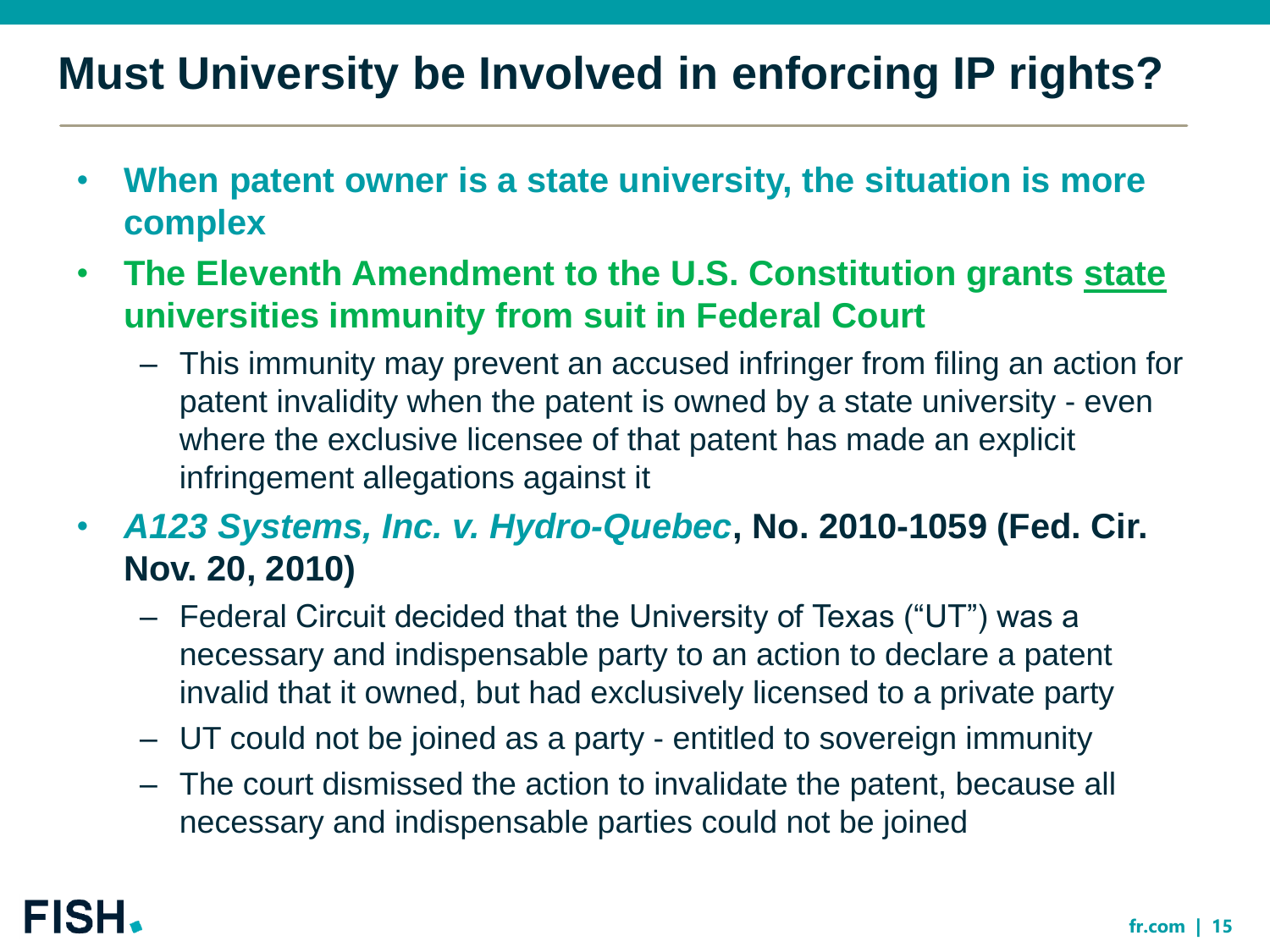# Must University be Involved in enforcing IP rights?

- **When patent owner is a state university, the situation is more complex**
- **The Eleventh Amendment to the U.S. Constitution grants state universities immunity from suit in Federal Court**
  - This immunity may prevent an accused infringer from filing an action for patent invalidity when the patent is owned by a state university - even where the exclusive licensee of that patent has made an explicit infringement allegations against it
- ***A123 Systems, Inc. v. Hydro-Quebec*, No. 2010-1059 (Fed. Cir. Nov. 20, 2010)**
  - Federal Circuit decided that the University of Texas ("UT") was a necessary and indispensable party to an action to declare a patent invalid that it owned, but had exclusively licensed to a private party
  - UT could not be joined as a party - entitled to sovereign immunity
  - The court dismissed the action to invalidate the patent, because all necessary and indispensable parties could not be joined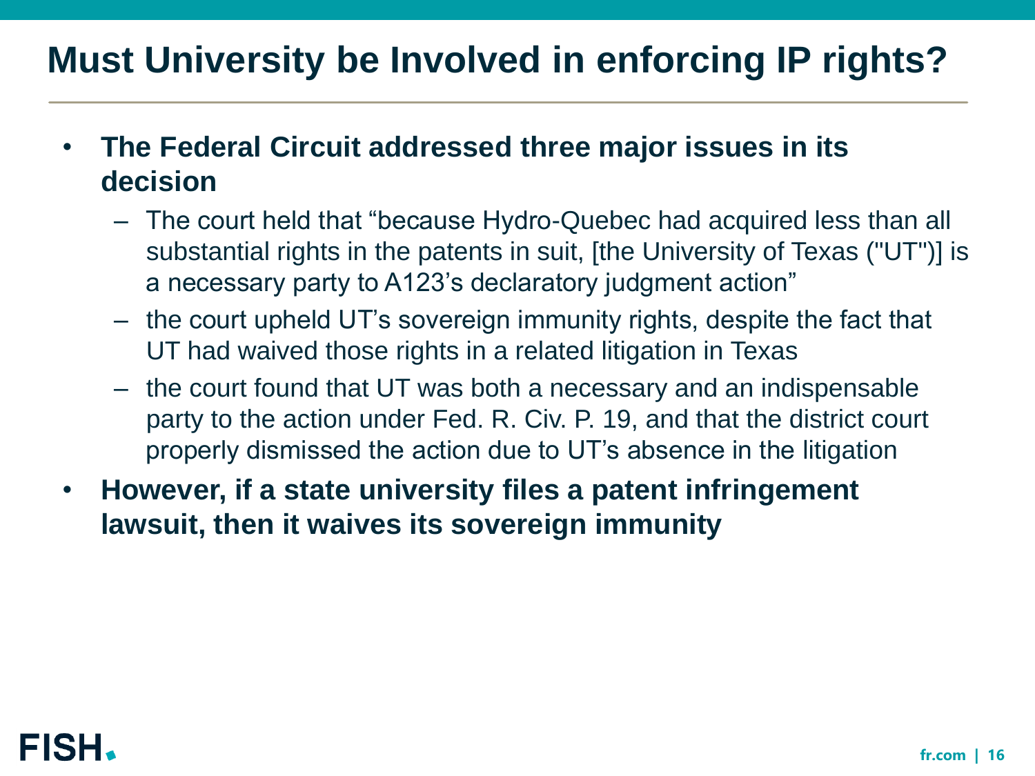# Must University be Involved in enforcing IP rights?

- **The Federal Circuit addressed three major issues in its decision**
  - The court held that "because Hydro-Quebec had acquired less than all substantial rights in the patents in suit, [the University of Texas ("UT")] is a necessary party to A123's declaratory judgment action"
  - the court upheld UT's sovereign immunity rights, despite the fact that UT had waived those rights in a related litigation in Texas
  - the court found that UT was both a necessary and an indispensable party to the action under Fed. R. Civ. P. 19, and that the district court properly dismissed the action due to UT's absence in the litigation
- **However, if a state university files a patent infringement lawsuit, then it waives its sovereign immunity**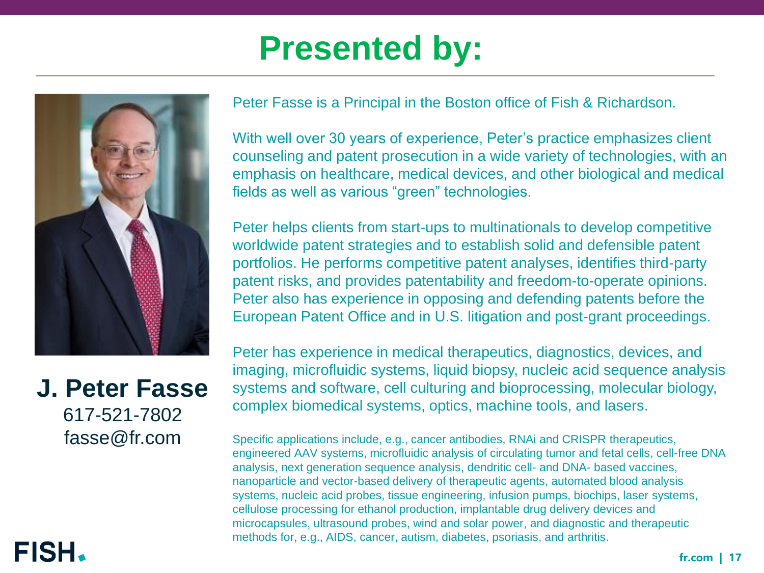# Presented by:

**J. Peter Fasse**
617-521-7802
fasse@fr.com

Peter Fasse is a Principal in the Boston office of Fish & Richardson.

With well over 30 years of experience, Peter's practice emphasizes client counseling and patent prosecution in a wide variety of technologies, with an emphasis on healthcare, medical devices, and other biological and medical fields as well as various "green" technologies.

Peter helps clients from start-ups to multinationals to develop competitive worldwide patent strategies and to establish solid and defensible patent portfolios. He performs competitive patent analyses, identifies third-party patent risks, and provides patentability and freedom-to-operate opinions. Peter also has experience in opposing and defending patents before the European Patent Office and in U.S. litigation and post-grant proceedings.

Peter has experience in medical therapeutics, diagnostics, devices, and imaging, microfluidic systems, liquid biopsy, nucleic acid sequence analysis systems and software, cell culturing and bioprocessing, molecular biology, complex biomedical systems, optics, machine tools, and lasers.

Specific applications include, e.g., cancer antibodies, RNAi and CRISPR therapeutics, engineered AAV systems, microfluidic analysis of circulating tumor and fetal cells, cell-free DNA analysis, next generation sequence analysis, dendritic cell- and DNA- based vaccines, nanoparticle and vector-based delivery of therapeutic agents, automated blood analysis systems, nucleic acid probes, tissue engineering, infusion pumps, biochips, laser systems, cellulose processing for ethanol production, implantable drug delivery devices and microcapsules, ultrasound probes, wind and solar power, and diagnostic and therapeutic methods for, e.g., AIDS, cancer, autism, diabetes, psoriasis, and arthritis.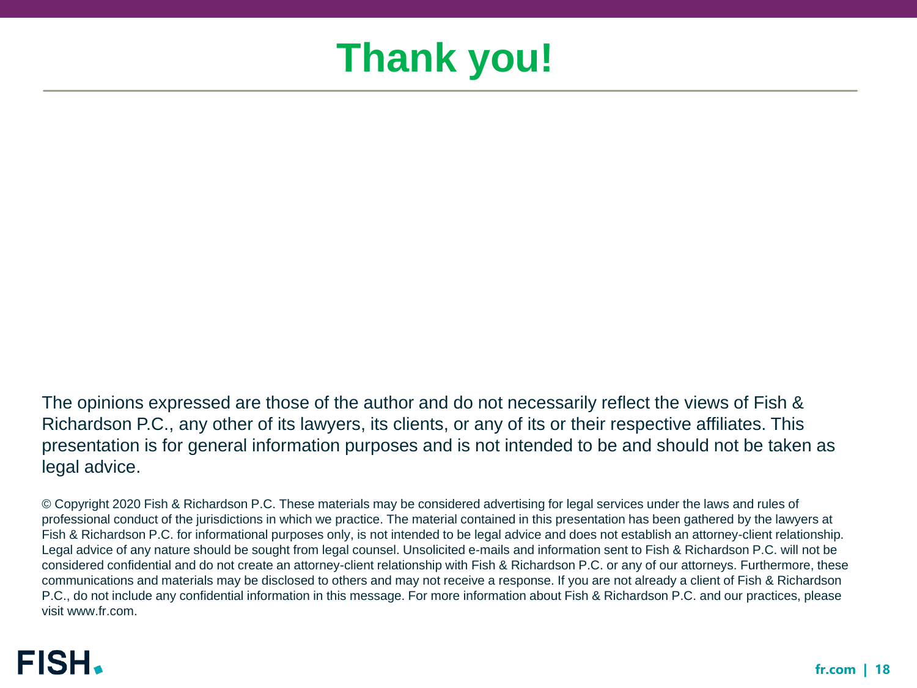# Thank you!

The opinions expressed are those of the author and do not necessarily reflect the views of Fish & Richardson P.C., any other of its lawyers, its clients, or any of its or their respective affiliates. This presentation is for general information purposes and is not intended to be and should not be taken as legal advice.

© Copyright 2020 Fish & Richardson P.C. These materials may be considered advertising for legal services under the laws and rules of professional conduct of the jurisdictions in which we practice. The material contained in this presentation has been gathered by the lawyers at Fish & Richardson P.C. for informational purposes only, is not intended to be legal advice and does not establish an attorney-client relationship. Legal advice of any nature should be sought from legal counsel. Unsolicited e-mails and information sent to Fish & Richardson P.C. will not be considered confidential and do not create an attorney-client relationship with Fish & Richardson P.C. or any of our attorneys. Furthermore, these communications and materials may be disclosed to others and may not receive a response. If you are not already a client of Fish & Richardson P.C., do not include any confidential information in this message. For more information about Fish & Richardson P.C. and our practices, please visit www.fr.com.